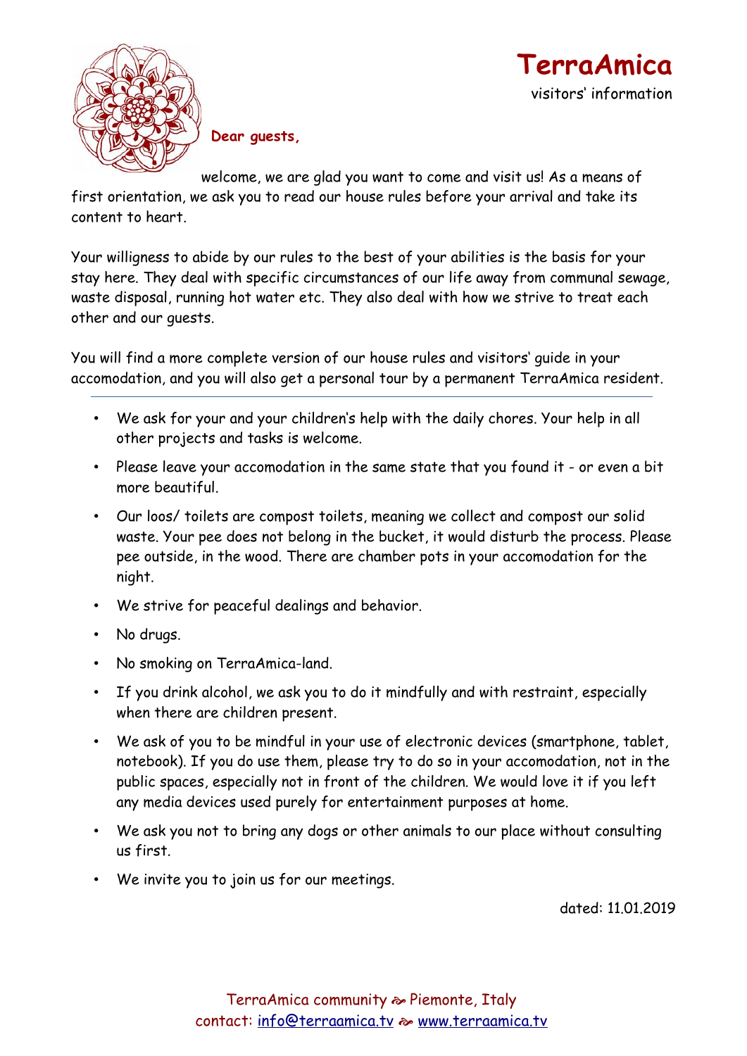# TerraAmica

visitors' information

**Dear guests,**

welcome, we are glad you want to come and visit us! As a means of first orientation, we ask you to read our house rules before your arrival and take its content to heart.

Your willigness to abide by our rules to the best of your abilities is the basis for your stay here. They deal with specific circumstances of our life away from communal sewage, waste disposal, running hot water etc. They also deal with how we strive to treat each other and our guests.

You will find a more complete version of our house rules and visitors' guide in your accomodation, and you will also get a personal tour by a permanent TerraAmica resident.

---

- We ask for your and your children's help with the daily chores. Your help in all other projects and tasks is welcome.
- Please leave your accomodation in the same state that you found it - or even a bit more beautiful.
- Our loos/ toilets are compost toilets, meaning we collect and compost our solid waste. Your pee does not belong in the bucket, it would disturb the process. Please pee outside, in the wood. There are chamber pots in your accomodation for the night.
- We strive for peaceful dealings and behavior.
- No drugs.
- No smoking on TerraAmica-land.
- If you drink alcohol, we ask you to do it mindfully and with restraint, especially when there are children present.
- We ask of you to be mindful in your use of electronic devices (smartphone, tablet, notebook). If you do use them, please try to do so in your accomodation, not in the public spaces, especially not in front of the children. We would love it if you left any media devices used purely for entertainment purposes at home.
- We ask you not to bring any dogs or other animals to our place without consulting us first.
- We invite you to join us for our meetings.

dated: 11.01.2019

TerraAmica community ☙ Piemonte, Italy
contact: info@terraamica.tv ☙ www.terraamica.tv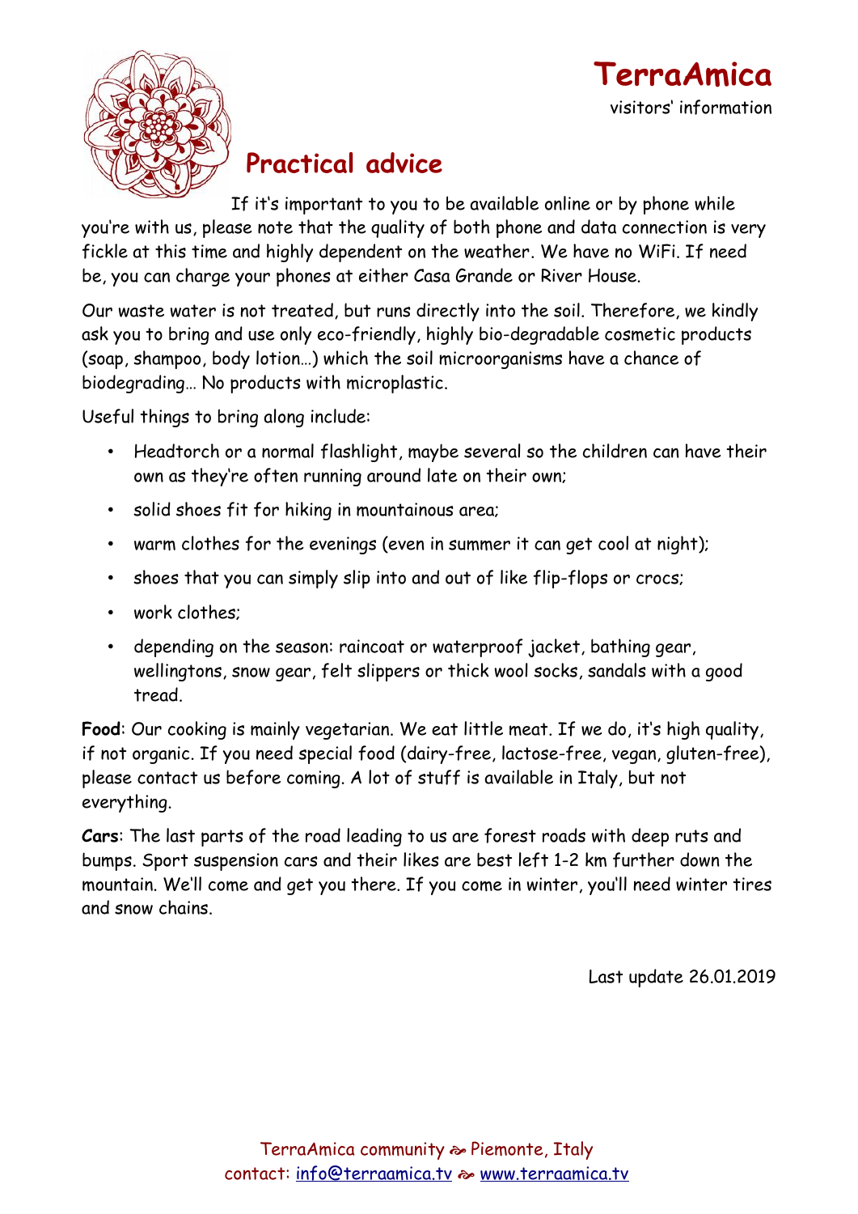**TerraAmica**
visitors' information

## Practical advice

If it's important to you to be available online or by phone while you're with us, please note that the quality of both phone and data connection is very fickle at this time and highly dependent on the weather. We have no WiFi. If need be, you can charge your phones at either Casa Grande or River House.

Our waste water is not treated, but runs directly into the soil. Therefore, we kindly ask you to bring and use only eco-friendly, highly bio-degradable cosmetic products (soap, shampoo, body lotion…) which the soil microorganisms have a chance of biodegrading… No products with microplastic.

Useful things to bring along include:

- Headtorch or a normal flashlight, maybe several so the children can have their own as they're often running around late on their own;
- solid shoes fit for hiking in mountainous area;
- warm clothes for the evenings (even in summer it can get cool at night);
- shoes that you can simply slip into and out of like flip-flops or crocs;
- work clothes;
- depending on the season: raincoat or waterproof jacket, bathing gear, wellingtons, snow gear, felt slippers or thick wool socks, sandals with a good tread.

**Food**: Our cooking is mainly vegetarian. We eat little meat. If we do, it's high quality, if not organic. If you need special food (dairy-free, lactose-free, vegan, gluten-free), please contact us before coming. A lot of stuff is available in Italy, but not everything.

**Cars**: The last parts of the road leading to us are forest roads with deep ruts and bumps. Sport suspension cars and their likes are best left 1-2 km further down the mountain. We'll come and get you there. If you come in winter, you'll need winter tires and snow chains.

Last update 26.01.2019

TerraAmica community ☙ Piemonte, Italy
contact: info@terraamica.tv ☙ www.terraamica.tv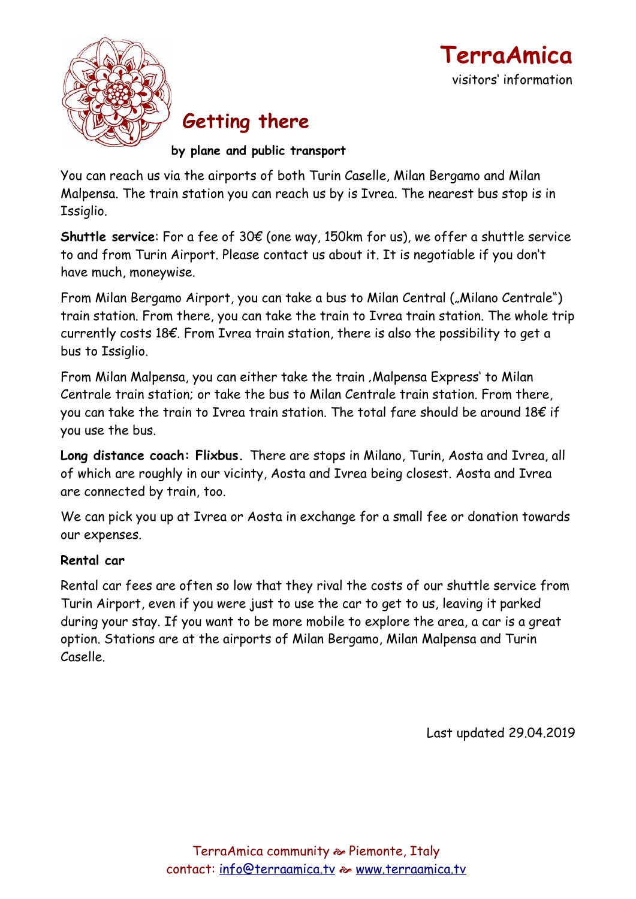# TerraAmica

visitors' information

## Getting there

**by plane and public transport**

You can reach us via the airports of both Turin Caselle, Milan Bergamo and Milan Malpensa. The train station you can reach us by is Ivrea. The nearest bus stop is in Issiglio.

**Shuttle service**: For a fee of 30€ (one way, 150km for us), we offer a shuttle service to and from Turin Airport. Please contact us about it. It is negotiable if you don't have much, moneywise.

From Milan Bergamo Airport, you can take a bus to Milan Central („Milano Centrale") train station. From there, you can take the train to Ivrea train station. The whole trip currently costs 18€. From Ivrea train station, there is also the possibility to get a bus to Issiglio.

From Milan Malpensa, you can either take the train ‚Malpensa Express' to Milan Centrale train station; or take the bus to Milan Centrale train station. From there, you can take the train to Ivrea train station. The total fare should be around 18€ if you use the bus.

**Long distance coach: Flixbus.** There are stops in Milano, Turin, Aosta and Ivrea, all of which are roughly in our vicinty, Aosta and Ivrea being closest. Aosta and Ivrea are connected by train, too.

We can pick you up at Ivrea or Aosta in exchange for a small fee or donation towards our expenses.

**Rental car**

Rental car fees are often so low that they rival the costs of our shuttle service from Turin Airport, even if you were just to use the car to get to us, leaving it parked during your stay. If you want to be more mobile to explore the area, a car is a great option. Stations are at the airports of Milan Bergamo, Milan Malpensa and Turin Caselle.

Last updated 29.04.2019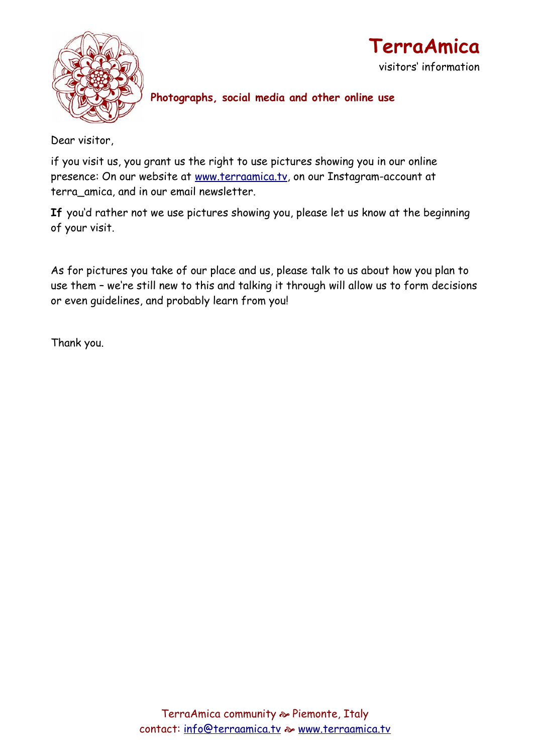# TerraAmica

visitors' information

## Photographs, social media and other online use

Dear visitor,

if you visit us, you grant us the right to use pictures showing you in our online presence: On our website at www.terraamica.tv, on our Instagram-account at terra_amica, and in our email newsletter.

**If** you'd rather not we use pictures showing you, please let us know at the beginning of your visit.

As for pictures you take of our place and us, please talk to us about how you plan to use them – we're still new to this and talking it through will allow us to form decisions or even guidelines, and probably learn from you!

Thank you.

TerraAmica community ☙ Piemonte, Italy
contact: info@terraamica.tv ☙ www.terraamica.tv